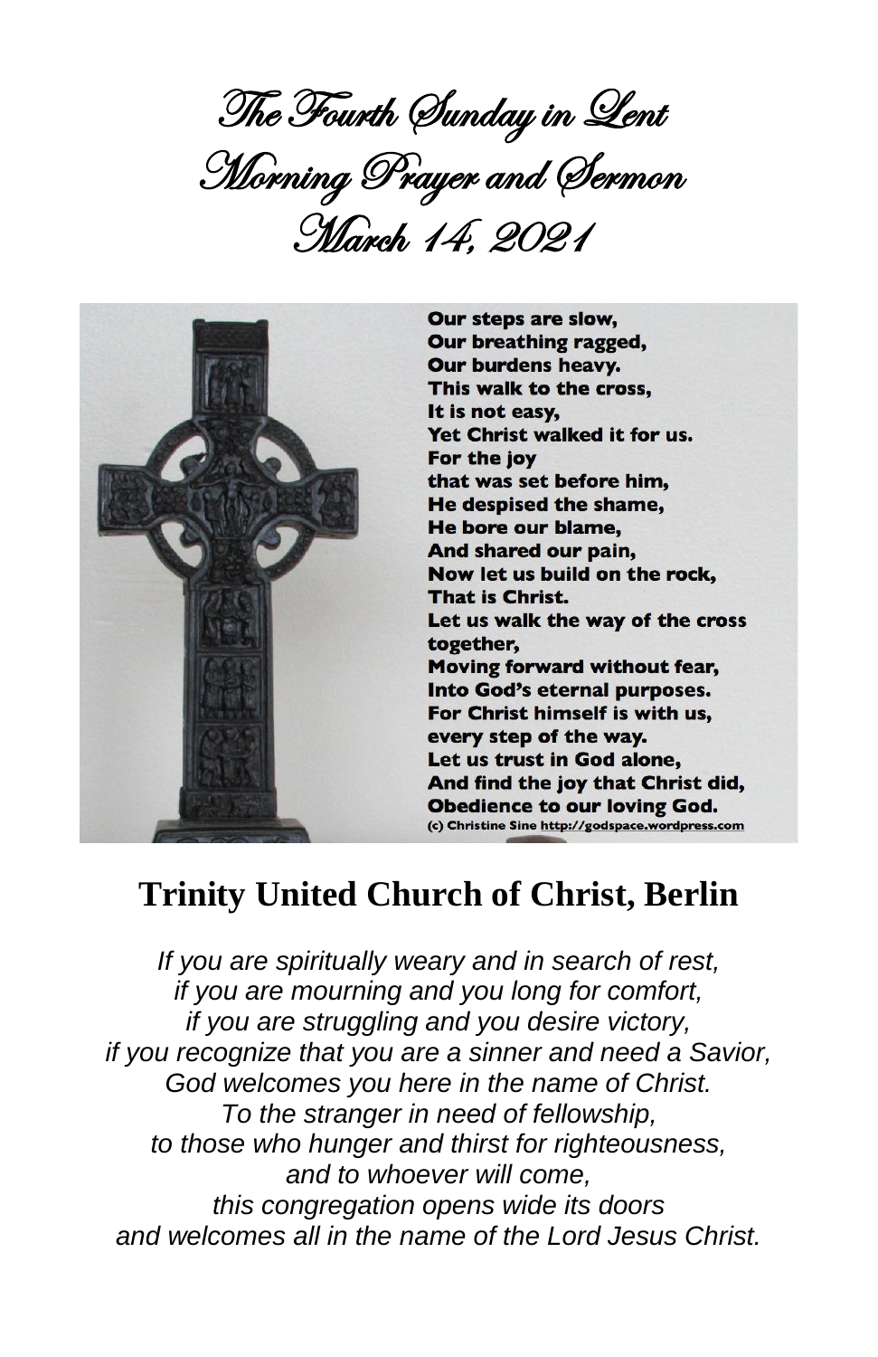# The Fourth Sunday in Lent
# Morning Prayer and Sermon
# March 14, 2021

**Our steps are slow,**
**Our breathing ragged,**
**Our burdens heavy.**
**This walk to the cross,**
**It is not easy,**
**Yet Christ walked it for us.**
**For the joy**
**that was set before him,**
**He despised the shame,**
**He bore our blame,**
**And shared our pain,**
**Now let us build on the rock,**
**That is Christ.**
**Let us walk the way of the cross together,**
**Moving forward without fear,**
**Into God's eternal purposes.**
**For Christ himself is with us,**
**every step of the way.**
**Let us trust in God alone,**
**And find the joy that Christ did,**
**Obedience to our loving God.**

(c) Christine Sine http://godspace.wordpress.com

## Trinity United Church of Christ, Berlin

*If you are spiritually weary and in search of rest,*
*if you are mourning and you long for comfort,*
*if you are struggling and you desire victory,*
*if you recognize that you are a sinner and need a Savior,*
*God welcomes you here in the name of Christ.*
*To the stranger in need of fellowship,*
*to those who hunger and thirst for righteousness,*
*and to whoever will come,*
*this congregation opens wide its doors*
*and welcomes all in the name of the Lord Jesus Christ.*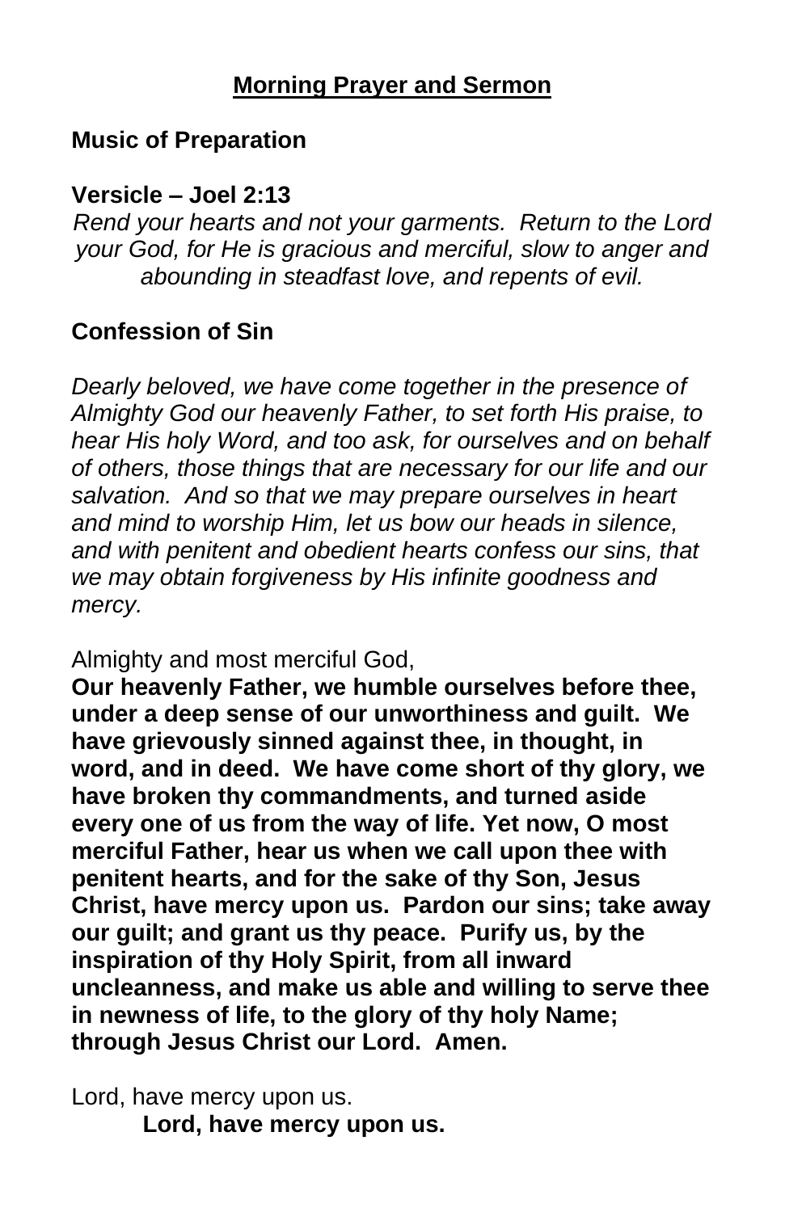## Morning Prayer and Sermon

**Music of Preparation**

**Versicle – Joel 2:13**

*Rend your hearts and not your garments. Return to the Lord your God, for He is gracious and merciful, slow to anger and abounding in steadfast love, and repents of evil.*

**Confession of Sin**

*Dearly beloved, we have come together in the presence of Almighty God our heavenly Father, to set forth His praise, to hear His holy Word, and too ask, for ourselves and on behalf of others, those things that are necessary for our life and our salvation. And so that we may prepare ourselves in heart and mind to worship Him, let us bow our heads in silence, and with penitent and obedient hearts confess our sins, that we may obtain forgiveness by His infinite goodness and mercy.*

Almighty and most merciful God,
**Our heavenly Father, we humble ourselves before thee, under a deep sense of our unworthiness and guilt. We have grievously sinned against thee, in thought, in word, and in deed. We have come short of thy glory, we have broken thy commandments, and turned aside every one of us from the way of life. Yet now, O most merciful Father, hear us when we call upon thee with penitent hearts, and for the sake of thy Son, Jesus Christ, have mercy upon us. Pardon our sins; take away our guilt; and grant us thy peace. Purify us, by the inspiration of thy Holy Spirit, from all inward uncleanness, and make us able and willing to serve thee in newness of life, to the glory of thy holy Name; through Jesus Christ our Lord. Amen.**

Lord, have mercy upon us.
**Lord, have mercy upon us.**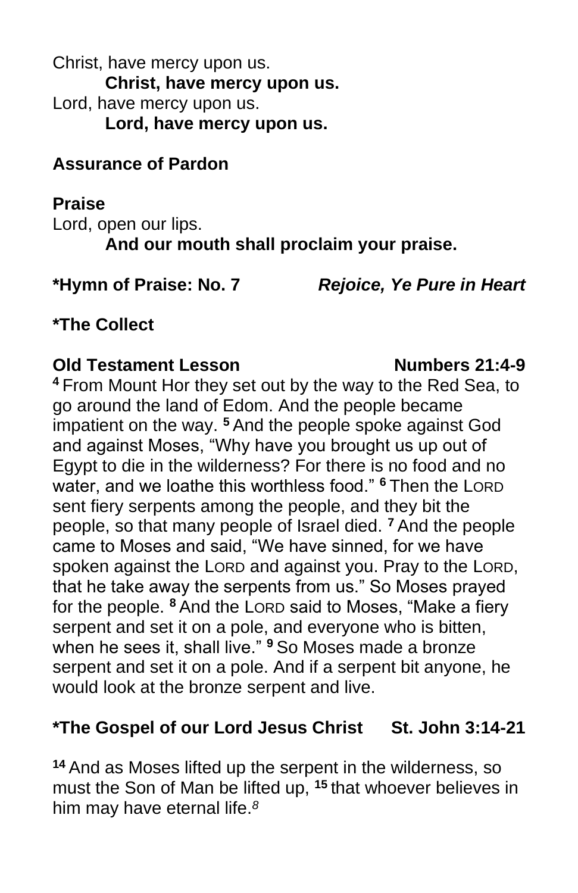Christ, have mercy upon us.

**Christ, have mercy upon us.**

Lord, have mercy upon us.

**Lord, have mercy upon us.**

**Assurance of Pardon**

**Praise**

Lord, open our lips.

**And our mouth shall proclaim your praise.**

**\*Hymn of Praise: No. 7** ***Rejoice, Ye Pure in Heart***

**\*The Collect**

**Old Testament Lesson** **Numbers 21:4-9**

**4** From Mount Hor they set out by the way to the Red Sea, to go around the land of Edom. And the people became impatient on the way. **5** And the people spoke against God and against Moses, "Why have you brought us up out of Egypt to die in the wilderness? For there is no food and no water, and we loathe this worthless food." **6** Then the LORD sent fiery serpents among the people, and they bit the people, so that many people of Israel died. **7** And the people came to Moses and said, "We have sinned, for we have spoken against the LORD and against you. Pray to the LORD, that he take away the serpents from us." So Moses prayed for the people. **8** And the LORD said to Moses, "Make a fiery serpent and set it on a pole, and everyone who is bitten, when he sees it, shall live." **9** So Moses made a bronze serpent and set it on a pole. And if a serpent bit anyone, he would look at the bronze serpent and live.

**\*The Gospel of our Lord Jesus Christ** **St. John 3:14-21**

**14** And as Moses lifted up the serpent in the wilderness, so must the Son of Man be lifted up, **15** that whoever believes in him may have eternal life.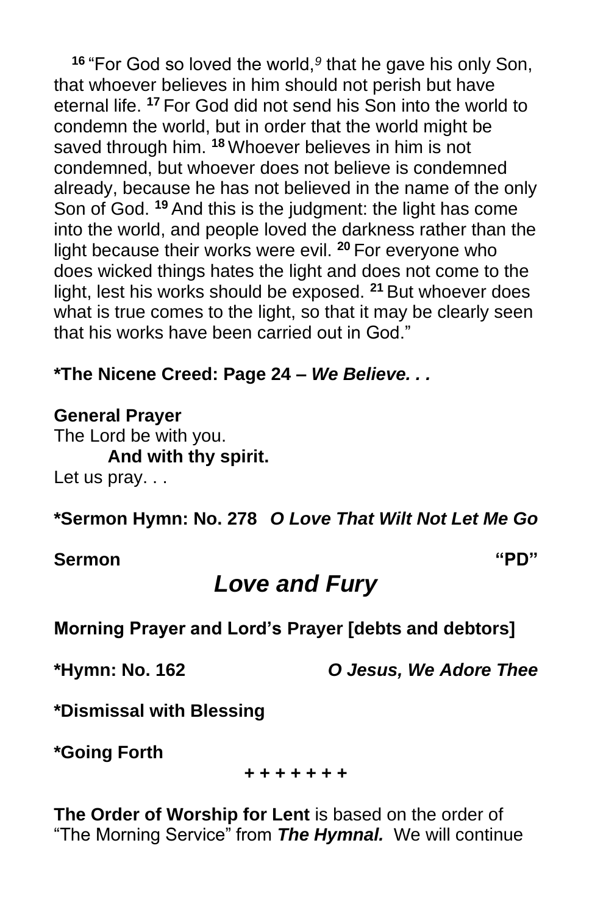[16] "For God so loved the world,[9] that he gave his only Son, that whoever believes in him should not perish but have eternal life. [17] For God did not send his Son into the world to condemn the world, but in order that the world might be saved through him. [18] Whoever believes in him is not condemned, but whoever does not believe is condemned already, because he has not believed in the name of the only Son of God. [19] And this is the judgment: the light has come into the world, and people loved the darkness rather than the light because their works were evil. [20] For everyone who does wicked things hates the light and does not come to the light, lest his works should be exposed. [21] But whoever does what is true comes to the light, so that it may be clearly seen that his works have been carried out in God."

**\*The Nicene Creed: Page 24 – *We Believe. . .***

**General Prayer**

The Lord be with you.

**And with thy spirit.**

Let us pray. . .

**\*Sermon Hymn: No. 278** ***O Love That Wilt Not Let Me Go***

**Sermon** **"PD"**

***Love and Fury***

**Morning Prayer and Lord's Prayer [debts and debtors]**

**\*Hymn: No. 162** ***O Jesus, We Adore Thee***

**\*Dismissal with Blessing**

**\*Going Forth**

**+ + + + + + +**

**The Order of Worship for Lent** is based on the order of "The Morning Service" from ***The Hymnal.*** We will continue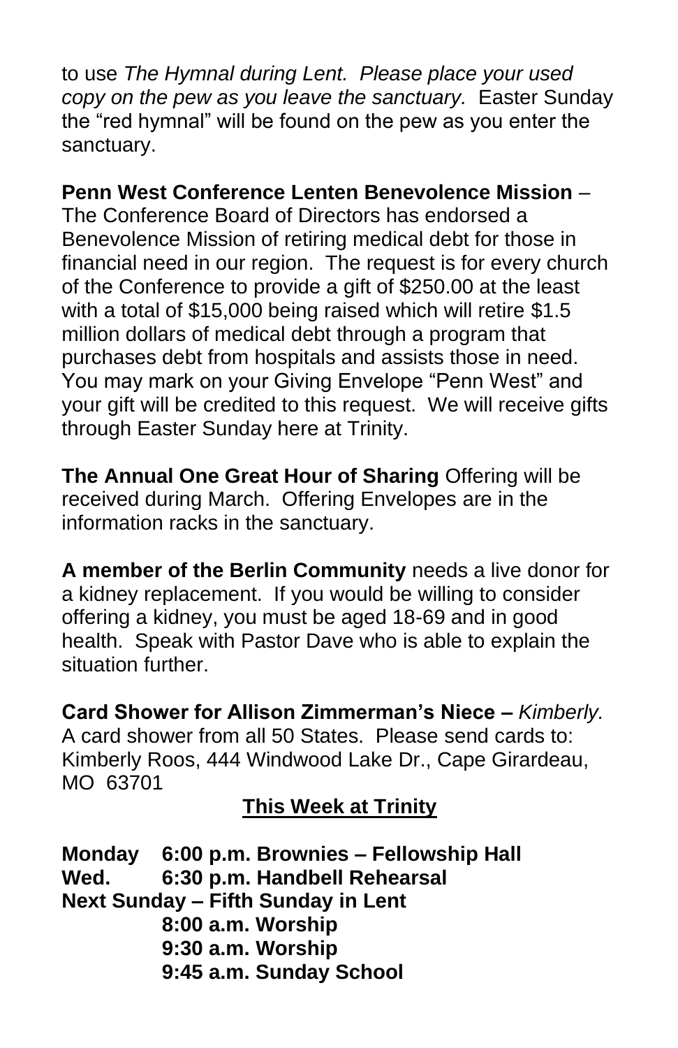to use *The Hymnal during Lent. Please place your used copy on the pew as you leave the sanctuary.* Easter Sunday the "red hymnal" will be found on the pew as you enter the sanctuary.

**Penn West Conference Lenten Benevolence Mission** – The Conference Board of Directors has endorsed a Benevolence Mission of retiring medical debt for those in financial need in our region. The request is for every church of the Conference to provide a gift of $250.00 at the least with a total of $15,000 being raised which will retire $1.5 million dollars of medical debt through a program that purchases debt from hospitals and assists those in need. You may mark on your Giving Envelope "Penn West" and your gift will be credited to this request. We will receive gifts through Easter Sunday here at Trinity.

**The Annual One Great Hour of Sharing** Offering will be received during March. Offering Envelopes are in the information racks in the sanctuary.

**A member of the Berlin Community** needs a live donor for a kidney replacement. If you would be willing to consider offering a kidney, you must be aged 18-69 and in good health. Speak with Pastor Dave who is able to explain the situation further.

**Card Shower for Allison Zimmerman's Niece –** *Kimberly.* A card shower from all 50 States. Please send cards to: Kimberly Roos, 444 Windwood Lake Dr., Cape Girardeau, MO 63701

## This Week at Trinity

**Monday 6:00 p.m. Brownies – Fellowship Hall**
**Wed. 6:30 p.m. Handbell Rehearsal**
**Next Sunday – Fifth Sunday in Lent**
**8:00 a.m. Worship**
**9:30 a.m. Worship**
**9:45 a.m. Sunday School**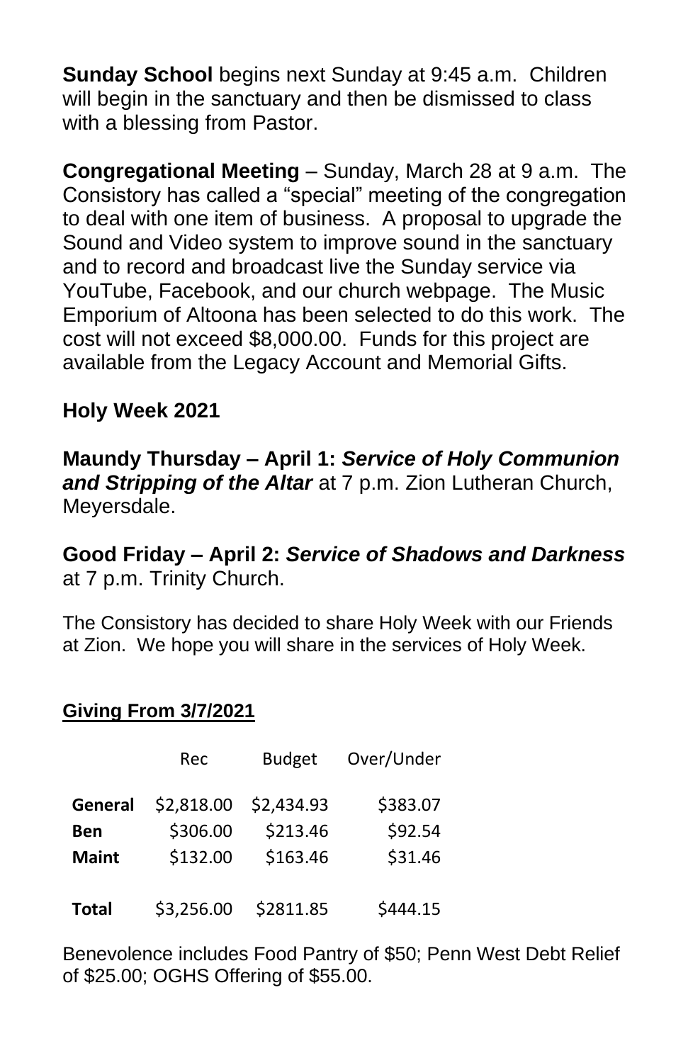**Sunday School** begins next Sunday at 9:45 a.m. Children will begin in the sanctuary and then be dismissed to class with a blessing from Pastor.

**Congregational Meeting** – Sunday, March 28 at 9 a.m. The Consistory has called a "special" meeting of the congregation to deal with one item of business. A proposal to upgrade the Sound and Video system to improve sound in the sanctuary and to record and broadcast live the Sunday service via YouTube, Facebook, and our church webpage. The Music Emporium of Altoona has been selected to do this work. The cost will not exceed $8,000.00. Funds for this project are available from the Legacy Account and Memorial Gifts.

**Holy Week 2021**

**Maundy Thursday – April 1:** ***Service of Holy Communion and Stripping of the Altar*** at 7 p.m. Zion Lutheran Church, Meyersdale.

**Good Friday – April 2:** ***Service of Shadows and Darkness*** at 7 p.m. Trinity Church.

The Consistory has decided to share Holy Week with our Friends at Zion. We hope you will share in the services of Holy Week.

**Giving From 3/7/2021**

| | Rec | Budget | Over/Under |
|---|---|---|---|
| **General** | $2,818.00 | $2,434.93 | $383.07 |
| **Ben** | $306.00 | $213.46 | $92.54 |
| **Maint** | $132.00 | $163.46 | $31.46 |
| **Total** | $3,256.00 | $2811.85 | $444.15 |

Benevolence includes Food Pantry of $50; Penn West Debt Relief of $25.00; OGHS Offering of $55.00.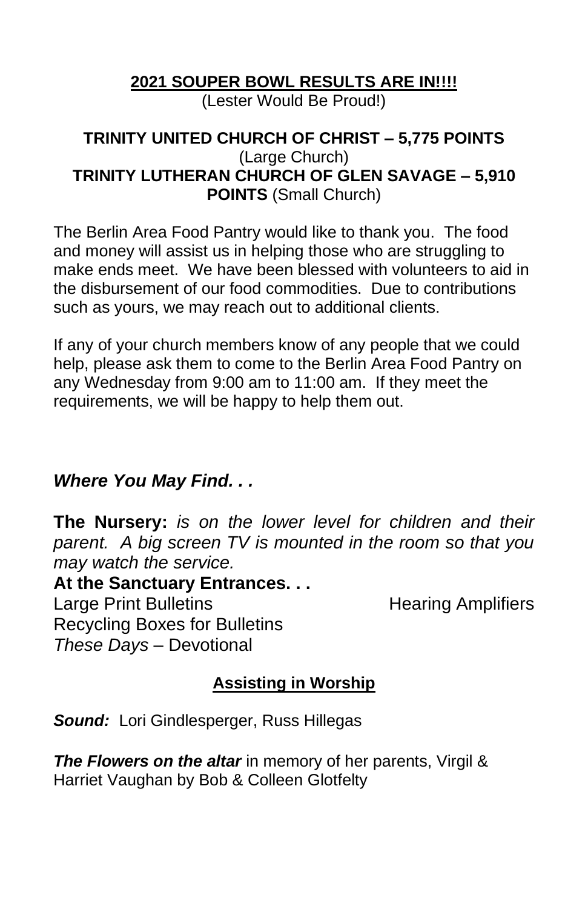## 2021 SOUPER BOWL RESULTS ARE IN!!!!

(Lester Would Be Proud!)

**TRINITY UNITED CHURCH OF CHRIST – 5,775 POINTS** (Large Church)

**TRINITY LUTHERAN CHURCH OF GLEN SAVAGE – 5,910 POINTS** (Small Church)

The Berlin Area Food Pantry would like to thank you. The food and money will assist us in helping those who are struggling to make ends meet. We have been blessed with volunteers to aid in the disbursement of our food commodities. Due to contributions such as yours, we may reach out to additional clients.

If any of your church members know of any people that we could help, please ask them to come to the Berlin Area Food Pantry on any Wednesday from 9:00 am to 11:00 am. If they meet the requirements, we will be happy to help them out.

### *Where You May Find. . .*

**The Nursery:** *is on the lower level for children and their parent. A big screen TV is mounted in the room so that you may watch the service.*

**At the Sanctuary Entrances. . .**

Large Print Bulletins

Hearing Amplifiers

Recycling Boxes for Bulletins

*These Days* – Devotional

## Assisting in Worship

***Sound:*** Lori Gindlesperger, Russ Hillegas

***The Flowers on the altar*** in memory of her parents, Virgil & Harriet Vaughan by Bob & Colleen Glotfelty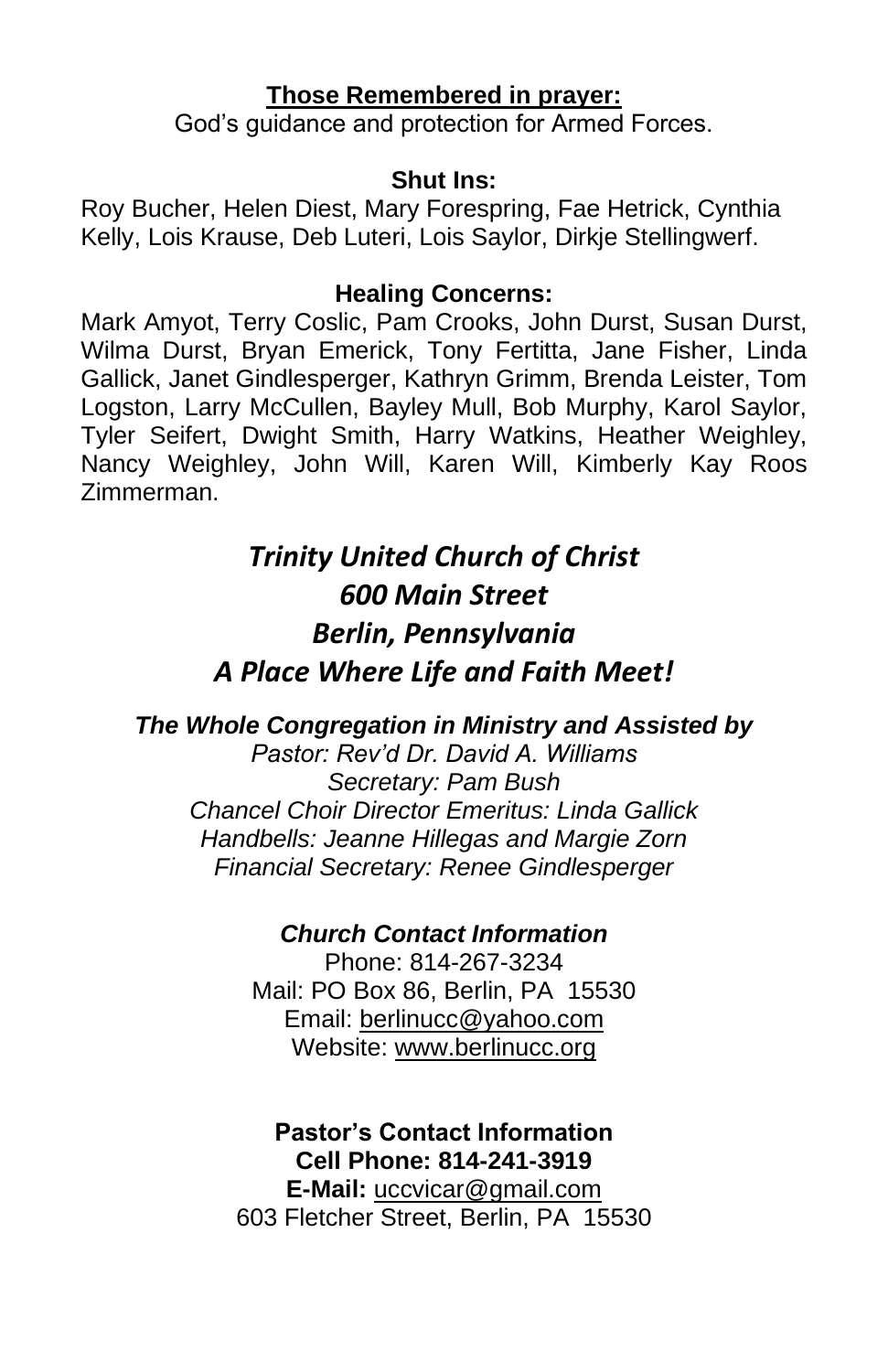**Those Remembered in prayer:**

God's guidance and protection for Armed Forces.

**Shut Ins:**

Roy Bucher, Helen Diest, Mary Forespring, Fae Hetrick, Cynthia Kelly, Lois Krause, Deb Luteri, Lois Saylor, Dirkje Stellingwerf.

**Healing Concerns:**

Mark Amyot, Terry Coslic, Pam Crooks, John Durst, Susan Durst, Wilma Durst, Bryan Emerick, Tony Fertitta, Jane Fisher, Linda Gallick, Janet Gindlesperger, Kathryn Grimm, Brenda Leister, Tom Logston, Larry McCullen, Bayley Mull, Bob Murphy, Karol Saylor, Tyler Seifert, Dwight Smith, Harry Watkins, Heather Weighley, Nancy Weighley, John Will, Karen Will, Kimberly Kay Roos Zimmerman.

## *Trinity United Church of Christ*
## *600 Main Street*
## *Berlin, Pennsylvania*
## *A Place Where Life and Faith Meet!*

***The Whole Congregation in Ministry and Assisted by***

*Pastor: Rev'd Dr. David A. Williams*
*Secretary: Pam Bush*
*Chancel Choir Director Emeritus: Linda Gallick*
*Handbells: Jeanne Hillegas and Margie Zorn*
*Financial Secretary: Renee Gindlesperger*

***Church Contact Information***

Phone: 814-267-3234
Mail: PO Box 86, Berlin, PA 15530
Email: berlinucc@yahoo.com
Website: www.berlinucc.org

**Pastor's Contact Information**
**Cell Phone: 814-241-3919**
**E-Mail:** uccvicar@gmail.com
603 Fletcher Street, Berlin, PA 15530